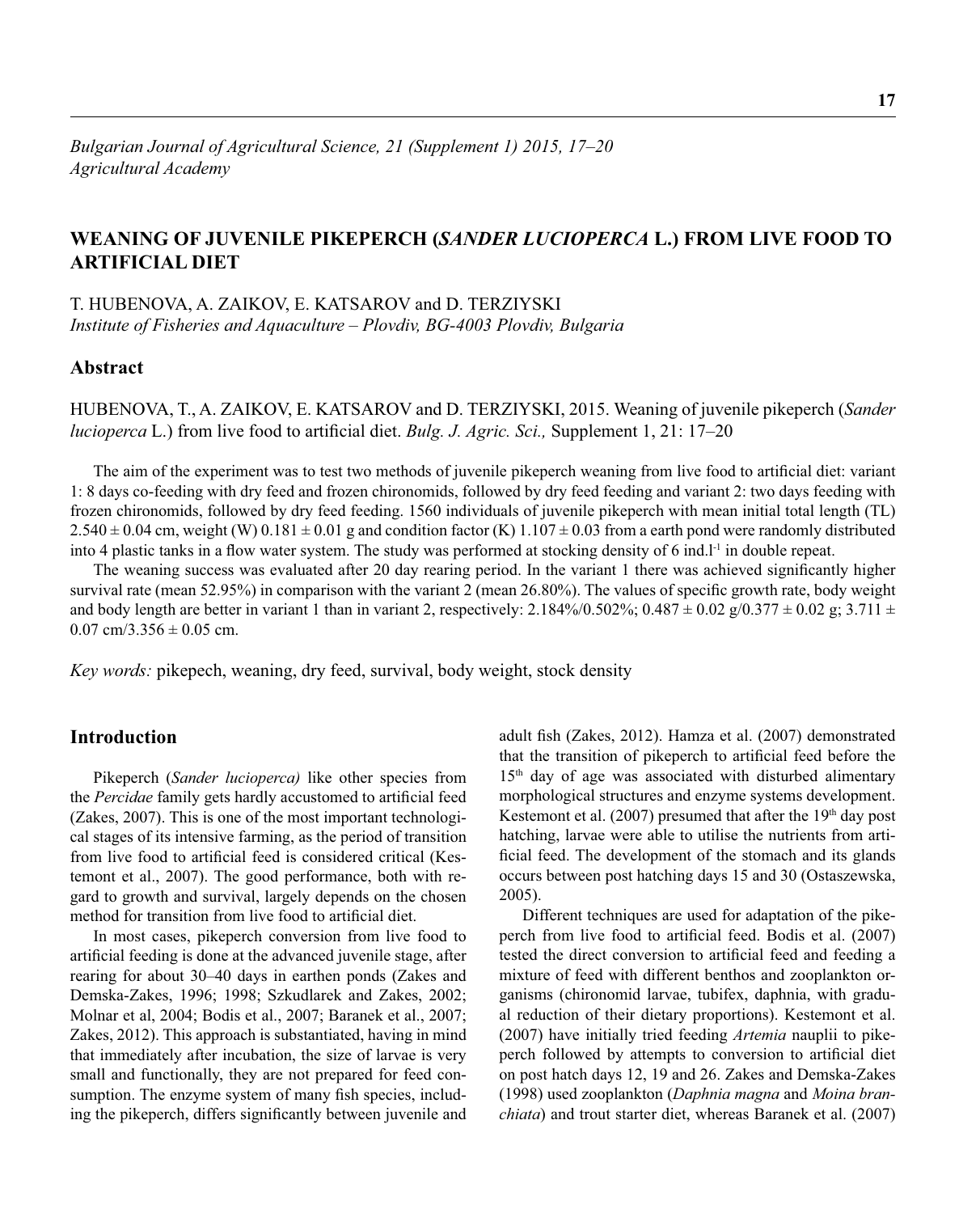# WEANING OF JUVENILE PIKEPERCH (*SANDER LUCIOPERCA* L.) FROM LIVE FOOD TO ARTIFICIAL DIET

T. HUBENOVA, A. ZAIKOV, E. KATSAROV and D. TERZIYSKI

*Institute of Fisheries and Aquaculture – Plovdiv, BG-4003 Plovdiv, Bulgaria*

## Abstract

HUBENOVA, T., A. ZAIKOV, E. KATSAROV and D. TERZIYSKI, 2015. Weaning of juvenile pikeperch (*Sander lucioperca* L.) from live food to artificial diet. *Bulg. J. Agric. Sci.,* Supplement 1, 21: 17–20

The aim of the experiment was to test two methods of juvenile pikeperch weaning from live food to artificial diet: variant 1: 8 days co-feeding with dry feed and frozen chironomids, followed by dry feed feeding and variant 2: two days feeding with frozen chironomids, followed by dry feed feeding. 1560 individuals of juvenile pikeperch with mean initial total length (TL) $2.540 \pm 0.04$ cm, weight (W) $0.181 \pm 0.01$ g and condition factor (K) $1.107 \pm 0.03$ from a earth pond were randomly distributed into 4 plastic tanks in a flow water system. The study was performed at stocking density of 6 ind.$l^{-1}$ in double repeat.

The weaning success was evaluated after 20 day rearing period. In the variant 1 there was achieved significantly higher survival rate (mean 52.95%) in comparison with the variant 2 (mean 26.80%). The values of specific growth rate, body weight and body length are better in variant 1 than in variant 2, respectively: 2.184%/0.502%; $0.487 \pm 0.02$ g/$0.377 \pm 0.02$ g; $3.711 \pm 0.07$ cm/$3.356 \pm 0.05$ cm.

*Key words:* pikepech, weaning, dry feed, survival, body weight, stock density

## Introduction

Pikeperch (*Sander lucioperca)* like other species from the *Percidae* family gets hardly accustomed to artificial feed (Zakes, 2007). This is one of the most important technological stages of its intensive farming, as the period of transition from live food to artificial feed is considered critical (Kestemont et al., 2007). The good performance, both with regard to growth and survival, largely depends on the chosen method for transition from live food to artificial diet.

In most cases, pikeperch conversion from live food to artificial feeding is done at the advanced juvenile stage, after rearing for about 30–40 days in earthen ponds (Zakes and Demska-Zakes, 1996; 1998; Szkudlarek and Zakes, 2002; Molnar et al, 2004; Bodis et al., 2007; Baranek et al., 2007; Zakes, 2012). This approach is substantiated, having in mind that immediately after incubation, the size of larvae is very small and functionally, they are not prepared for feed consumption. The enzyme system of many fish species, including the pikeperch, differs significantly between juvenile and adult fish (Zakes, 2012). Hamza et al. (2007) demonstrated that the transition of pikeperch to artificial feed before the 15th day of age was associated with disturbed alimentary morphological structures and enzyme systems development. Kestemont et al. (2007) presumed that after the 19th day post hatching, larvae were able to utilise the nutrients from artificial feed. The development of the stomach and its glands occurs between post hatching days 15 and 30 (Ostaszewska, 2005).

Different techniques are used for adaptation of the pikeperch from live food to artificial feed. Bodis et al. (2007) tested the direct conversion to artificial feed and feeding a mixture of feed with different benthos and zooplankton organisms (chironomid larvae, tubifex, daphnia, with gradual reduction of their dietary proportions). Kestemont et al. (2007) have initially tried feeding *Artemia* nauplii to pikeperch followed by attempts to conversion to artificial diet on post hatch days 12, 19 and 26. Zakes and Demska-Zakes (1998) used zooplankton (*Daphnia magna* and *Moina branchiata*) and trout starter diet, whereas Baranek et al. (2007)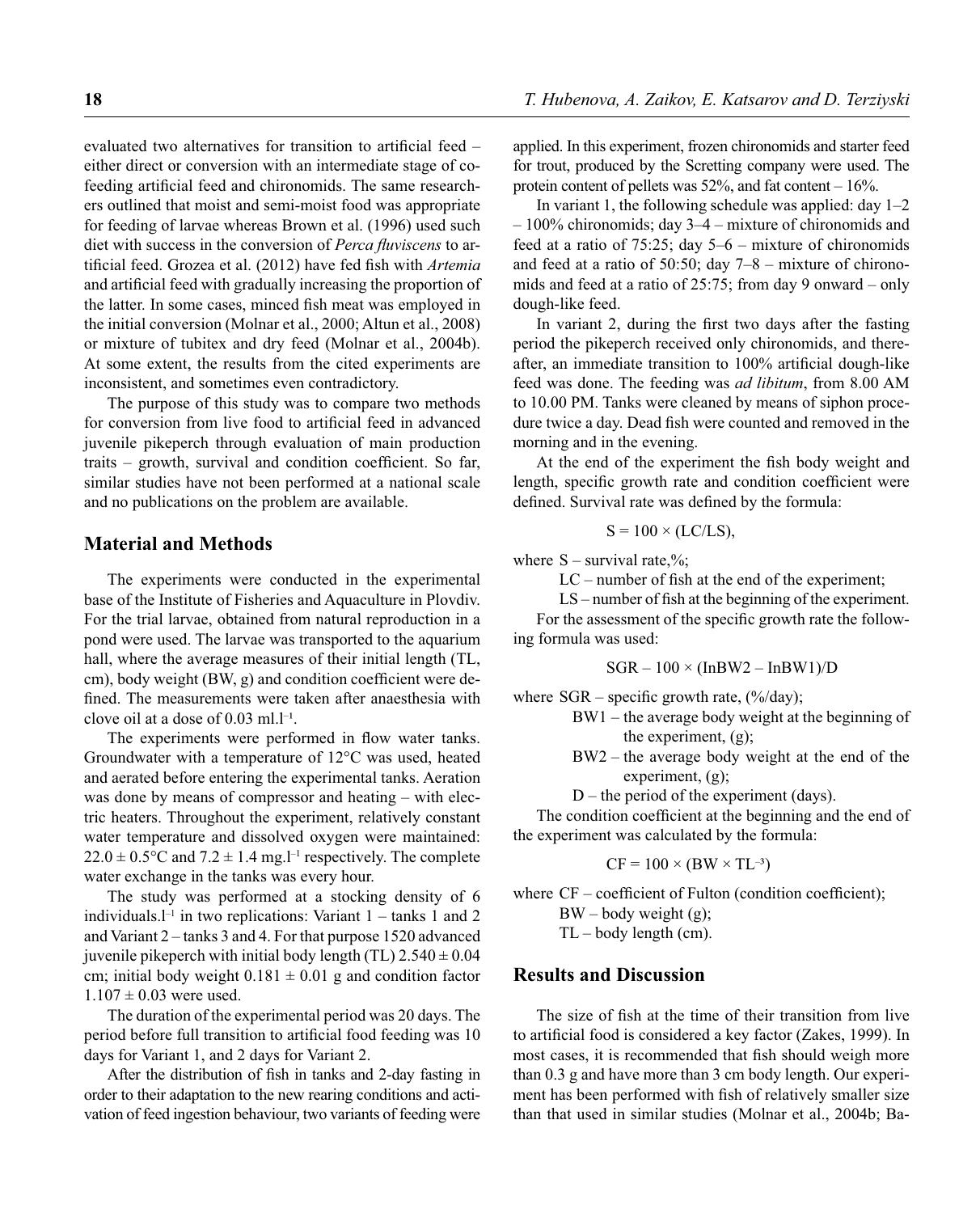evaluated two alternatives for transition to artificial feed – either direct or conversion with an intermediate stage of co-feeding artificial feed and chironomids. The same researchers outlined that moist and semi-moist food was appropriate for feeding of larvae whereas Brown et al. (1996) used such diet with success in the conversion of *Perca fluviscens* to artificial feed. Grozea et al. (2012) have fed fish with *Artemia* and artificial feed with gradually increasing the proportion of the latter. In some cases, minced fish meat was employed in the initial conversion (Molnar et al., 2000; Altun et al., 2008) or mixture of tubitex and dry feed (Molnar et al., 2004b). At some extent, the results from the cited experiments are inconsistent, and sometimes even contradictory.

The purpose of this study was to compare two methods for conversion from live food to artificial feed in advanced juvenile pikeperch through evaluation of main production traits – growth, survival and condition coefficient. So far, similar studies have not been performed at a national scale and no publications on the problem are available.

## Material and Methods

The experiments were conducted in the experimental base of the Institute of Fisheries and Aquaculture in Plovdiv. For the trial larvae, obtained from natural reproduction in a pond were used. The larvae was transported to the aquarium hall, where the average measures of their initial length (TL, cm), body weight (BW, g) and condition coefficient were defined. The measurements were taken after anaesthesia with clove oil at a dose of 0.03 ml.l$^{-1}$.

The experiments were performed in flow water tanks. Groundwater with a temperature of 12°C was used, heated and aerated before entering the experimental tanks. Aeration was done by means of compressor and heating – with electric heaters. Throughout the experiment, relatively constant water temperature and dissolved oxygen were maintained: 22.0 ± 0.5°C and 7.2 ± 1.4 mg.l$^{-1}$ respectively. The complete water exchange in the tanks was every hour.

The study was performed at a stocking density of 6 individuals.l$^{-1}$ in two replications: Variant 1 – tanks 1 and 2 and Variant 2 – tanks 3 and 4. For that purpose 1520 advanced juvenile pikeperch with initial body length (TL) 2.540 ± 0.04 cm; initial body weight 0.181 ± 0.01 g and condition factor 1.107 ± 0.03 were used.

The duration of the experimental period was 20 days. The period before full transition to artificial food feeding was 10 days for Variant 1, and 2 days for Variant 2.

After the distribution of fish in tanks and 2-day fasting in order to their adaptation to the new rearing conditions and activation of feed ingestion behaviour, two variants of feeding were applied. In this experiment, frozen chironomids and starter feed for trout, produced by the Scretting company were used. The protein content of pellets was 52%, and fat content – 16%.

In variant 1, the following schedule was applied: day 1–2 – 100% chironomids; day 3–4 – mixture of chironomids and feed at a ratio of 75:25; day 5–6 – mixture of chironomids and feed at a ratio of 50:50; day 7–8 – mixture of chironomids and feed at a ratio of 25:75; from day 9 onward – only dough-like feed.

In variant 2, during the first two days after the fasting period the pikeperch received only chironomids, and thereafter, an immediate transition to 100% artificial dough-like feed was done. The feeding was *ad libitum*, from 8.00 AM to 10.00 PM. Tanks were cleaned by means of siphon procedure twice a day. Dead fish were counted and removed in the morning and in the evening.

At the end of the experiment the fish body weight and length, specific growth rate and condition coefficient were defined. Survival rate was defined by the formula:

$$S = 100 \times (LC/LS),$$

where S – survival rate,%;

LC – number of fish at the end of the experiment;

LS – number of fish at the beginning of the experiment.

For the assessment of the specific growth rate the following formula was used:

$$SGR - 100 \times (\text{InBW2} - \text{InBW1})/D$$

where SGR – specific growth rate, (%/day);

BW1 – the average body weight at the beginning of the experiment, (g);

BW2 – the average body weight at the end of the experiment, (g);

D – the period of the experiment (days).

The condition coefficient at the beginning and the end of the experiment was calculated by the formula:

$$CF = 100 \times (BW \times TL^{-3})$$

where CF – coefficient of Fulton (condition coefficient);

BW – body weight (g);

TL – body length (cm).

## Results and Discussion

The size of fish at the time of their transition from live to artificial food is considered a key factor (Zakes, 1999). In most cases, it is recommended that fish should weigh more than 0.3 g and have more than 3 cm body length. Our experiment has been performed with fish of relatively smaller size than that used in similar studies (Molnar et al., 2004b; Ba-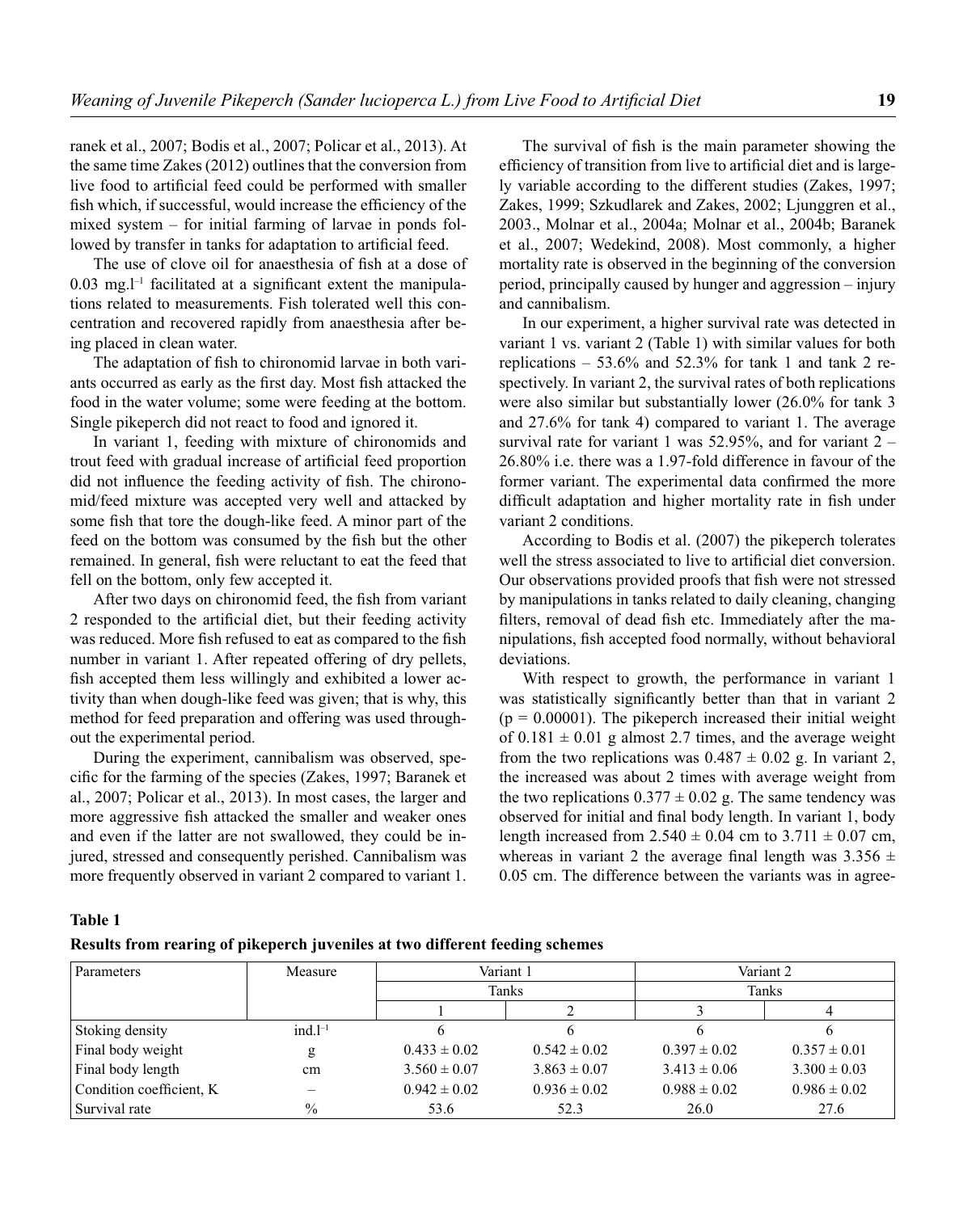ranek et al., 2007; Bodis et al., 2007; Policar et al., 2013). At the same time Zakes (2012) outlines that the conversion from live food to artificial feed could be performed with smaller fish which, if successful, would increase the efficiency of the mixed system – for initial farming of larvae in ponds followed by transfer in tanks for adaptation to artificial feed.

The use of clove oil for anaesthesia of fish at a dose of 0.03 mg.l$^{-1}$ facilitated at a significant extent the manipulations related to measurements. Fish tolerated well this concentration and recovered rapidly from anaesthesia after being placed in clean water.

The adaptation of fish to chironomid larvae in both variants occurred as early as the first day. Most fish attacked the food in the water volume; some were feeding at the bottom. Single pikeperch did not react to food and ignored it.

In variant 1, feeding with mixture of chironomids and trout feed with gradual increase of artificial feed proportion did not influence the feeding activity of fish. The chironomid/feed mixture was accepted very well and attacked by some fish that tore the dough-like feed. A minor part of the feed on the bottom was consumed by the fish but the other remained. In general, fish were reluctant to eat the feed that fell on the bottom, only few accepted it.

After two days on chironomid feed, the fish from variant 2 responded to the artificial diet, but their feeding activity was reduced. More fish refused to eat as compared to the fish number in variant 1. After repeated offering of dry pellets, fish accepted them less willingly and exhibited a lower activity than when dough-like feed was given; that is why, this method for feed preparation and offering was used throughout the experimental period.

During the experiment, cannibalism was observed, specific for the farming of the species (Zakes, 1997; Baranek et al., 2007; Policar et al., 2013). In most cases, the larger and more aggressive fish attacked the smaller and weaker ones and even if the latter are not swallowed, they could be injured, stressed and consequently perished. Cannibalism was more frequently observed in variant 2 compared to variant 1.

The survival of fish is the main parameter showing the efficiency of transition from live to artificial diet and is largely variable according to the different studies (Zakes, 1997; Zakes, 1999; Szkudlarek and Zakes, 2002; Ljunggren et al., 2003., Molnar et al., 2004a; Molnar et al., 2004b; Baranek et al., 2007; Wedekind, 2008). Most commonly, a higher mortality rate is observed in the beginning of the conversion period, principally caused by hunger and aggression – injury and cannibalism.

In our experiment, a higher survival rate was detected in variant 1 vs. variant 2 (Table 1) with similar values for both replications – 53.6% and 52.3% for tank 1 and tank 2 respectively. In variant 2, the survival rates of both replications were also similar but substantially lower (26.0% for tank 3 and 27.6% for tank 4) compared to variant 1. The average survival rate for variant 1 was 52.95%, and for variant 2 – 26.80% i.e. there was a 1.97-fold difference in favour of the former variant. The experimental data confirmed the more difficult adaptation and higher mortality rate in fish under variant 2 conditions.

According to Bodis et al. (2007) the pikeperch tolerates well the stress associated to live to artificial diet conversion. Our observations provided proofs that fish were not stressed by manipulations in tanks related to daily cleaning, changing filters, removal of dead fish etc. Immediately after the manipulations, fish accepted food normally, without behavioral deviations.

With respect to growth, the performance in variant 1 was statistically significantly better than that in variant 2 ($p = 0.00001$). The pikeperch increased their initial weight of $0.181 \pm 0.01$ g almost 2.7 times, and the average weight from the two replications was $0.487 \pm 0.02$ g. In variant 2, the increased was about 2 times with average weight from the two replications $0.377 \pm 0.02$ g. The same tendency was observed for initial and final body length. In variant 1, body length increased from $2.540 \pm 0.04$ cm to $3.711 \pm 0.07$ cm, whereas in variant 2 the average final length was $3.356 \pm 0.05$ cm. The difference between the variants was in agree-

**Table 1**

**Results from rearing of pikeperch juveniles at two different feeding schemes**

| Parameters | Measure | Variant 1 | | Variant 2 | |
|---|---|---|---|---|---|
| | | Tanks | | Tanks | |
| | | 1 | 2 | 3 | 4 |
| Stoking density | ind.l$^{-1}$ | 6 | 6 | 6 | 6 |
| Final body weight | g | $0.433 \pm 0.02$ | $0.542 \pm 0.02$ | $0.397 \pm 0.02$ | $0.357 \pm 0.01$ |
| Final body length | cm | $3.560 \pm 0.07$ | $3.863 \pm 0.07$ | $3.413 \pm 0.06$ | $3.300 \pm 0.03$ |
| Condition coefficient, K | – | $0.942 \pm 0.02$ | $0.936 \pm 0.02$ | $0.988 \pm 0.02$ | $0.986 \pm 0.02$ |
| Survival rate | % | 53.6 | 52.3 | 26.0 | 27.6 |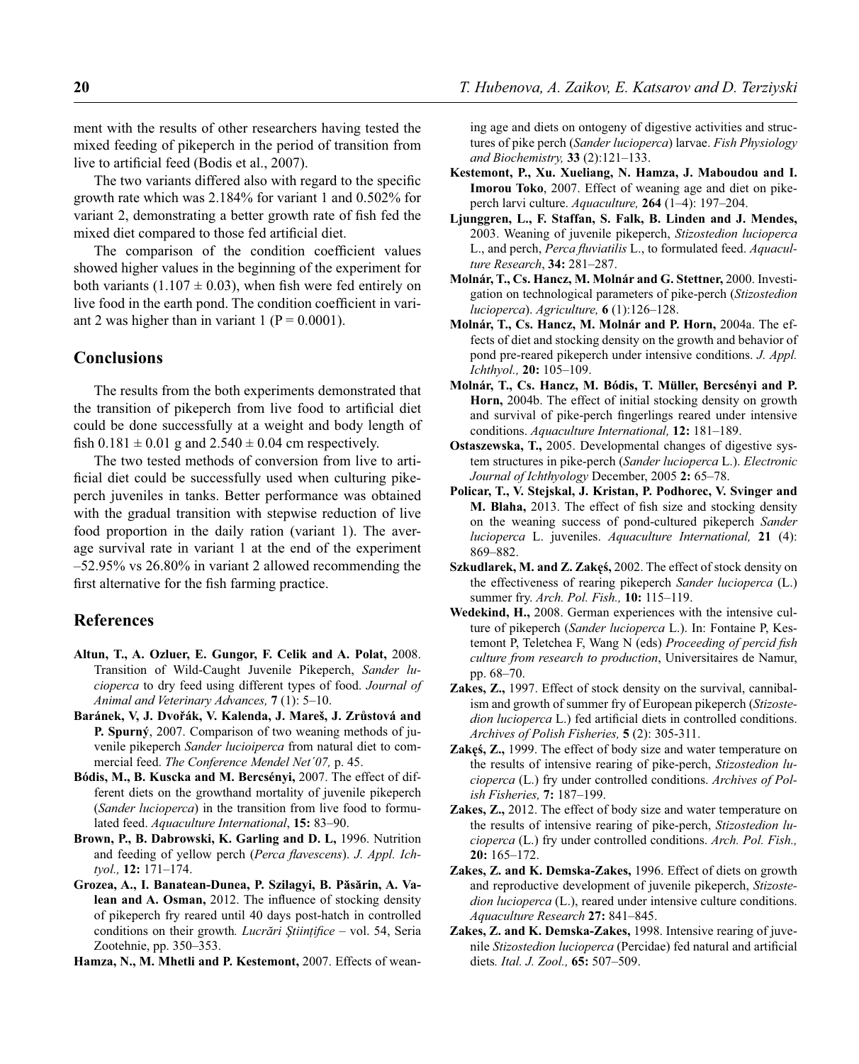ment with the results of other researchers having tested the mixed feeding of pikeperch in the period of transition from live to artificial feed (Bodis et al., 2007).

The two variants differed also with regard to the specific growth rate which was 2.184% for variant 1 and 0.502% for variant 2, demonstrating a better growth rate of fish fed the mixed diet compared to those fed artificial diet.

The comparison of the condition coefficient values showed higher values in the beginning of the experiment for both variants ($1.107 \pm 0.03$), when fish were fed entirely on live food in the earth pond. The condition coefficient in variant 2 was higher than in variant 1 ($P = 0.0001$).

## Conclusions

The results from the both experiments demonstrated that the transition of pikeperch from live food to artificial diet could be done successfully at a weight and body length of fish $0.181 \pm 0.01$ g and $2.540 \pm 0.04$ cm respectively.

The two tested methods of conversion from live to artificial diet could be successfully used when culturing pikeperch juveniles in tanks. Better performance was obtained with the gradual transition with stepwise reduction of live food proportion in the daily ration (variant 1). The average survival rate in variant 1 at the end of the experiment –52.95% vs 26.80% in variant 2 allowed recommending the first alternative for the fish farming practice.

## References

**Altun, T., A. Ozluer, E. Gungor, F. Celik and A. Polat,** 2008. Transition of Wild-Caught Juvenile Pikeperch, *Sander lucioperca* to dry feed using different types of food. *Journal of Animal and Veterinary Advances,* **7** (1): 5–10.

**Baránek, V, J. Dvořák, V. Kalenda, J. Mareš, J. Zrůstová and P. Spurný**, 2007. Comparison of two weaning methods of juvenile pikeperch *Sander lucioiperca* from natural diet to commercial feed. *The Conference Mendel Net´07,* p. 45.

**Bódis, M., B. Kuscka and M. Bercsényi,** 2007. The effect of different diets on the growthand mortality of juvenile pikeperch (*Sander lucioperca*) in the transition from live food to formulated feed. *Aquaculture International*, **15:** 83–90.

**Brown, P., B. Dabrowski, K. Garling and D. L,** 1996. Nutrition and feeding of yellow perch (*Perca flavescens*). *J. Appl. Ichtyol.,* **12:** 171–174.

**Grozea, A., I. Banatean-Dunea, P. Szilagyi, B. Păsărin, A. Valean and A. Osman,** 2012. The influence of stocking density of pikeperch fry reared until 40 days post-hatch in controlled conditions on their growth*. Lucrări Ştiinţifice* – vol. 54, Seria Zootehnie, pp. 350–353.

**Hamza, N., M. Mhetli and P. Kestemont,** 2007. Effects of weaning age and diets on ontogeny of digestive activities and structures of pike perch (*Sander lucioperca*) larvae. *Fish Physiology and Biochemistry,* **33** (2):121–133.

**Kestemont, P., Xu. Xueliang, N. Hamza, J. Maboudou and I. Imorou Toko**, 2007. Effect of weaning age and diet on pikeperch larvi culture. *Aquaculture,* **264** (1–4): 197–204.

**Ljunggren, L., F. Staffan, S. Falk, B. Linden and J. Mendes,** 2003. Weaning of juvenile pikeperch, *Stizostedion lucioperca* L., and perch, *Perca fluviatilis* L., to formulated feed. *Aquaculture Research*, **34:** 281–287.

**Molnár, T., Cs. Hancz, M. Molnár and G. Stettner,** 2000. Investigation on technological parameters of pike-perch (*Stizostedion lucioperca*). *Agriculture,* **6** (1):126–128.

**Molnár, T., Cs. Hancz, M. Molnár and P. Horn,** 2004a. The effects of diet and stocking density on the growth and behavior of pond pre-reared pikeperch under intensive conditions. *J. Appl. Ichthyol.,* **20:** 105–109.

**Molnár, T., Cs. Hancz, M. Bódis, T. Müller, Bercsényi and P. Horn,** 2004b. The effect of initial stocking density on growth and survival of pike-perch fingerlings reared under intensive conditions. *Aquaculture International,* **12:** 181–189.

**Ostaszewska, T.,** 2005. Developmental changes of digestive system structures in pike-perch (*Sander lucioperca* L.). *Electronic Journal of Ichthyology* December, 2005 **2:** 65–78.

**Policar, T., V. Stejskal, J. Kristan, P. Podhorec, V. Svinger and M. Blaha,** 2013. The effect of fish size and stocking density on the weaning success of pond-cultured pikeperch *Sander lucioperca* L. juveniles. *Aquaculture International,* **21** (4): 869–882.

**Szkudlarek, M. and Z. Zakęś,** 2002. The effect of stock density on the effectiveness of rearing pikeperch *Sander lucioperca* (L.) summer fry. *Arch. Pol. Fish.,* **10:** 115–119.

**Wedekind, H.,** 2008. German experiences with the intensive culture of pikeperch (*Sander lucioperca* L.). In: Fontaine P, Kestemont P, Teletchea F, Wang N (eds) *Proceeding of percid fish culture from research to production*, Universitaires de Namur, pp. 68–70.

**Zakes, Z.,** 1997. Effect of stock density on the survival, cannibalism and growth of summer fry of European pikeperch (*Stizostedion lucioperca* L.) fed artificial diets in controlled conditions. *Archives of Polish Fisheries,* **5** (2): 305-311.

**Zakęś, Z.,** 1999. The effect of body size and water temperature on the results of intensive rearing of pike-perch, *Stizostedion lucioperca* (L.) fry under controlled conditions. *Archives of Polish Fisheries,* **7:** 187–199.

**Zakes, Z.,** 2012. The effect of body size and water temperature on the results of intensive rearing of pike-perch, *Stizostedion lucioperca* (L.) fry under controlled conditions. *Arch. Pol. Fish.,* **20:** 165–172.

**Zakes, Z. and K. Demska-Zakes,** 1996. Effect of diets on growth and reproductive development of juvenile pikeperch, *Stizostedion lucioperca* (L.), reared under intensive culture conditions. *Aquaculture Research* **27:** 841–845.

**Zakes, Z. and K. Demska-Zakes,** 1998. Intensive rearing of juvenile *Stizostedion lucioperca* (Percidae) fed natural and artificial diets*. Ital. J. Zool.,* **65:** 507–509.